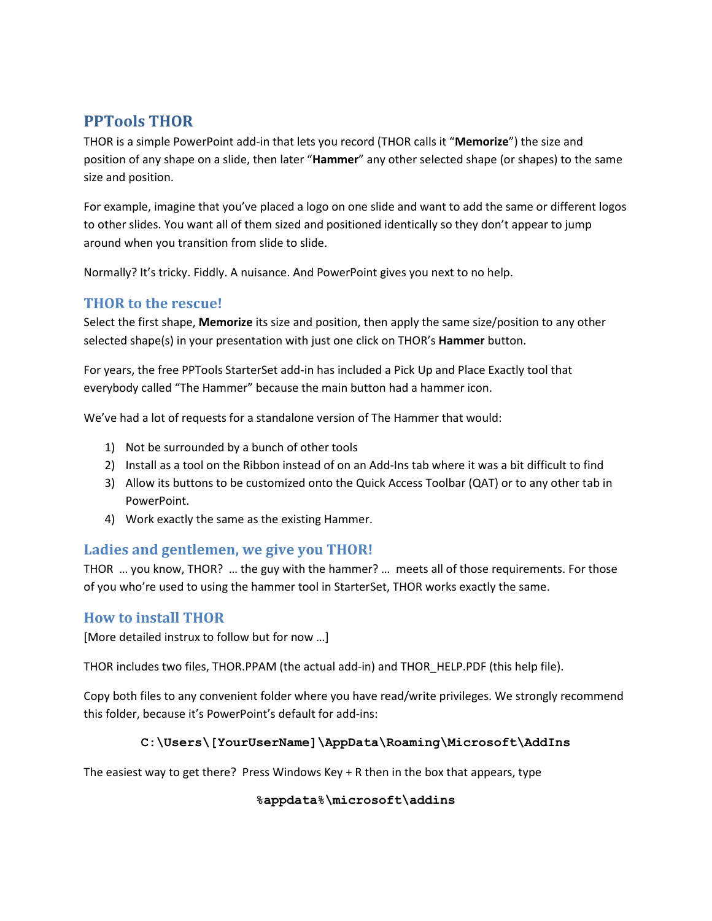# PPTools THOR

THOR is a simple PowerPoint add-in that lets you record (THOR calls it "**Memorize**") the size and position of any shape on a slide, then later "**Hammer**" any other selected shape (or shapes) to the same size and position.

For example, imagine that you've placed a logo on one slide and want to add the same or different logos to other slides. You want all of them sized and positioned identically so they don't appear to jump around when you transition from slide to slide.

Normally? It's tricky. Fiddly. A nuisance. And PowerPoint gives you next to no help.

## THOR to the rescue!

Select the first shape, **Memorize** its size and position, then apply the same size/position to any other selected shape(s) in your presentation with just one click on THOR's **Hammer** button.

For years, the free PPTools StarterSet add-in has included a Pick Up and Place Exactly tool that everybody called "The Hammer" because the main button had a hammer icon.

We've had a lot of requests for a standalone version of The Hammer that would:

1) Not be surrounded by a bunch of other tools
2) Install as a tool on the Ribbon instead of on an Add-Ins tab where it was a bit difficult to find
3) Allow its buttons to be customized onto the Quick Access Toolbar (QAT) or to any other tab in PowerPoint.
4) Work exactly the same as the existing Hammer.

## Ladies and gentlemen, we give you THOR!

THOR … you know, THOR? … the guy with the hammer? … meets all of those requirements. For those of you who're used to using the hammer tool in StarterSet, THOR works exactly the same.

## How to install THOR

[More detailed instrux to follow but for now …]

THOR includes two files, THOR.PPAM (the actual add-in) and THOR_HELP.PDF (this help file).

Copy both files to any convenient folder where you have read/write privileges. We strongly recommend this folder, because it's PowerPoint's default for add-ins:

```
C:\Users\[YourUserName]\AppData\Roaming\Microsoft\AddIns
```

The easiest way to get there? Press Windows Key + R then in the box that appears, type

```
%appdata%\microsoft\addins
```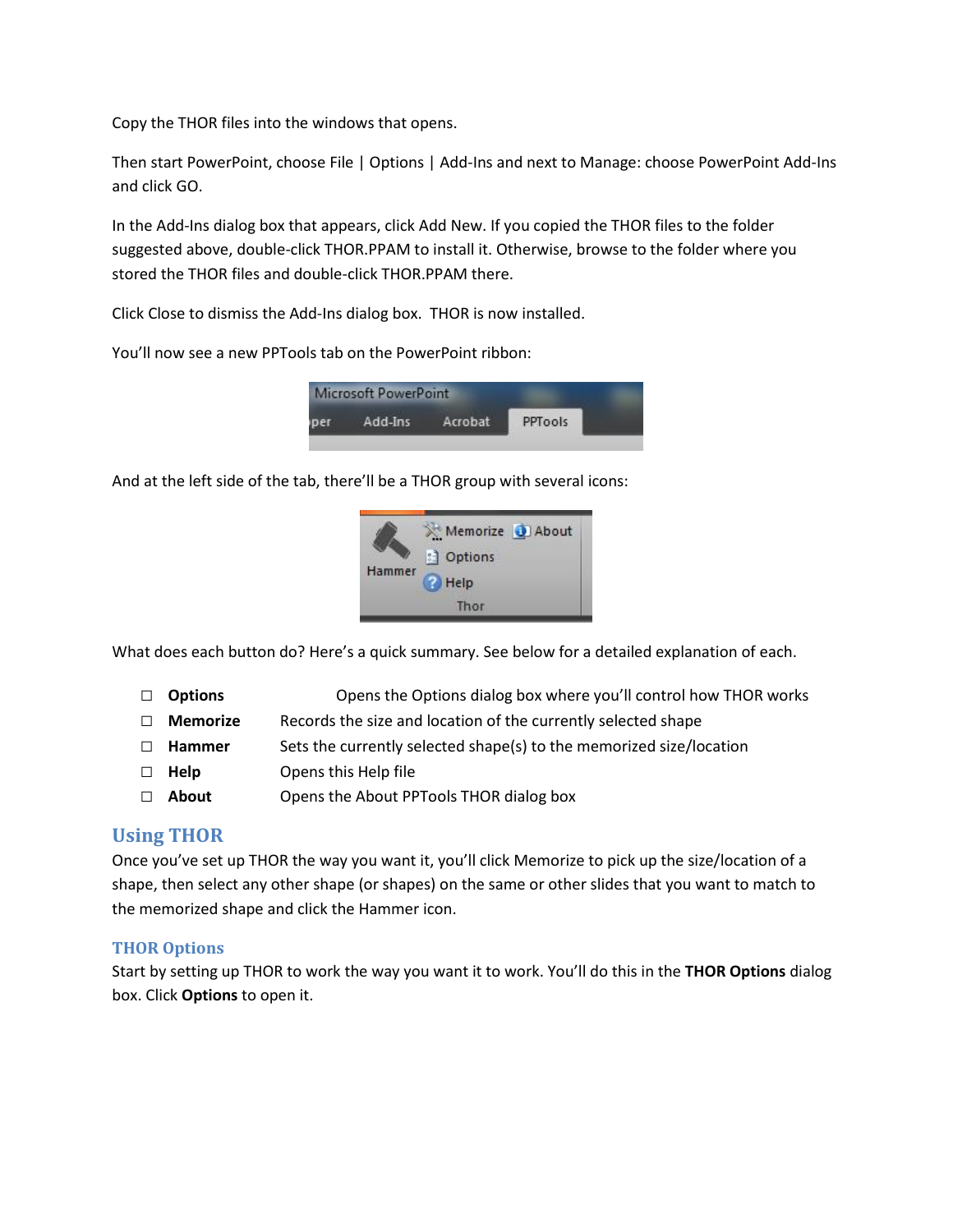Copy the THOR files into the windows that opens.

Then start PowerPoint, choose File | Options | Add-Ins and next to Manage: choose PowerPoint Add-Ins and click GO.

In the Add-Ins dialog box that appears, click Add New. If you copied the THOR files to the folder suggested above, double-click THOR.PPAM to install it. Otherwise, browse to the folder where you stored the THOR files and double-click THOR.PPAM there.

Click Close to dismiss the Add-Ins dialog box. THOR is now installed.

You'll now see a new PPTools tab on the PowerPoint ribbon:

And at the left side of the tab, there'll be a THOR group with several icons:

What does each button do? Here's a quick summary. See below for a detailed explanation of each.

- **Options** Opens the Options dialog box where you'll control how THOR works
- **Memorize** Records the size and location of the currently selected shape
- **Hammer** Sets the currently selected shape(s) to the memorized size/location
- **Help** Opens this Help file
- **About** Opens the About PPTools THOR dialog box

## Using THOR

Once you've set up THOR the way you want it, you'll click Memorize to pick up the size/location of a shape, then select any other shape (or shapes) on the same or other slides that you want to match to the memorized shape and click the Hammer icon.

### THOR Options

Start by setting up THOR to work the way you want it to work. You'll do this in the **THOR Options** dialog box. Click **Options** to open it.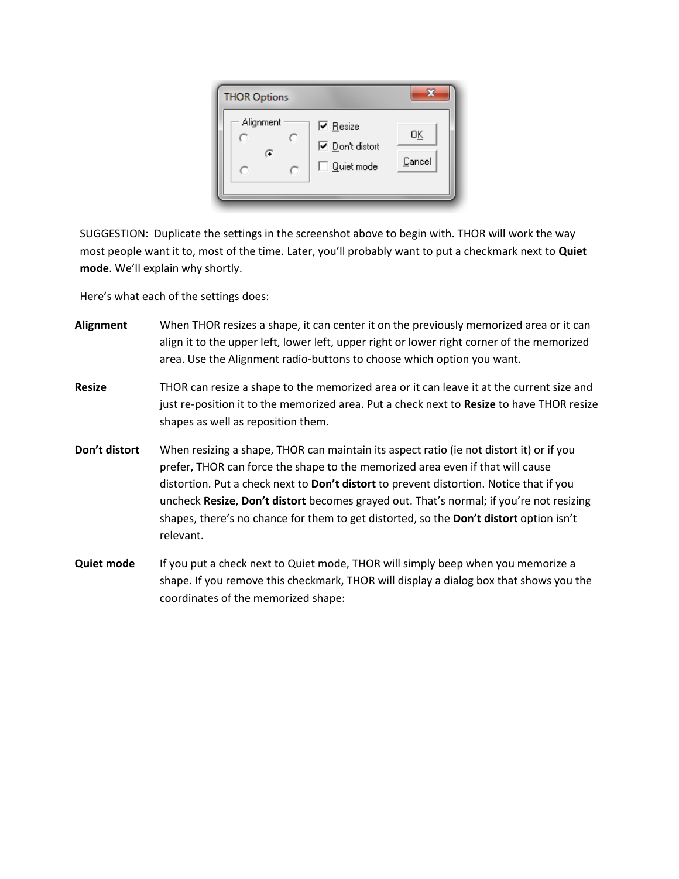SUGGESTION: Duplicate the settings in the screenshot above to begin with. THOR will work the way most people want it to, most of the time. Later, you'll probably want to put a checkmark next to **Quiet mode**. We'll explain why shortly.

Here's what each of the settings does:

**Alignment** When THOR resizes a shape, it can center it on the previously memorized area or it can align it to the upper left, lower left, upper right or lower right corner of the memorized area. Use the Alignment radio-buttons to choose which option you want.

**Resize** THOR can resize a shape to the memorized area or it can leave it at the current size and just re-position it to the memorized area. Put a check next to **Resize** to have THOR resize shapes as well as reposition them.

**Don't distort** When resizing a shape, THOR can maintain its aspect ratio (ie not distort it) or if you prefer, THOR can force the shape to the memorized area even if that will cause distortion. Put a check next to **Don't distort** to prevent distortion. Notice that if you uncheck **Resize**, **Don't distort** becomes grayed out. That's normal; if you're not resizing shapes, there's no chance for them to get distorted, so the **Don't distort** option isn't relevant.

**Quiet mode** If you put a check next to Quiet mode, THOR will simply beep when you memorize a shape. If you remove this checkmark, THOR will display a dialog box that shows you the coordinates of the memorized shape: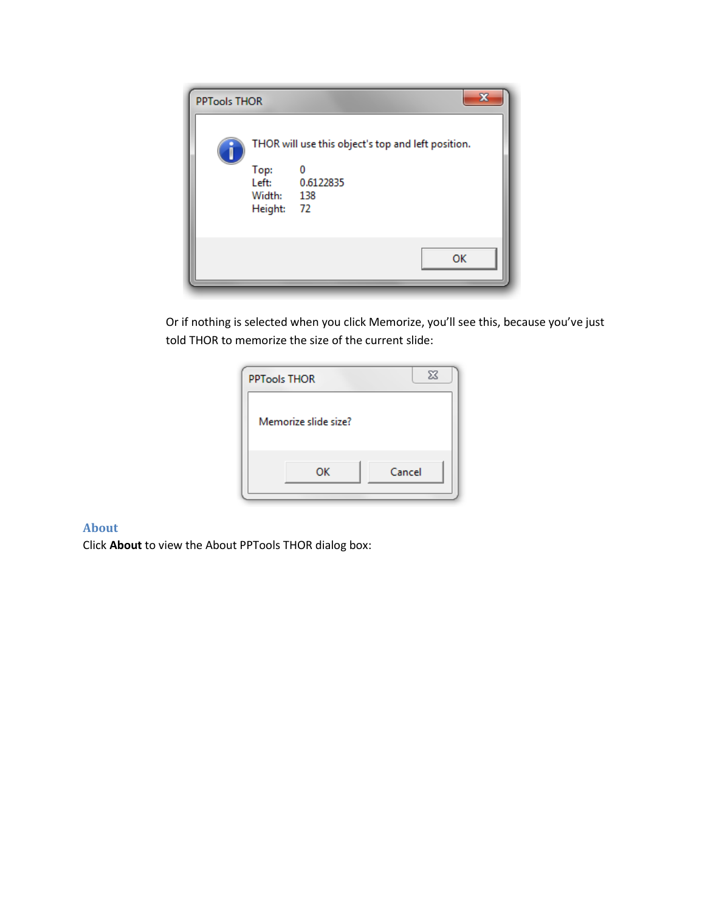PPTools THOR

THOR will use this object's top and left position.

Top: 0
Left: 0.6122835
Width: 138
Height: 72

OK

Or if nothing is selected when you click Memorize, you'll see this, because you've just told THOR to memorize the size of the current slide:

PPTools THOR

Memorize slide size?

OK Cancel

## About

Click **About** to view the About PPTools THOR dialog box: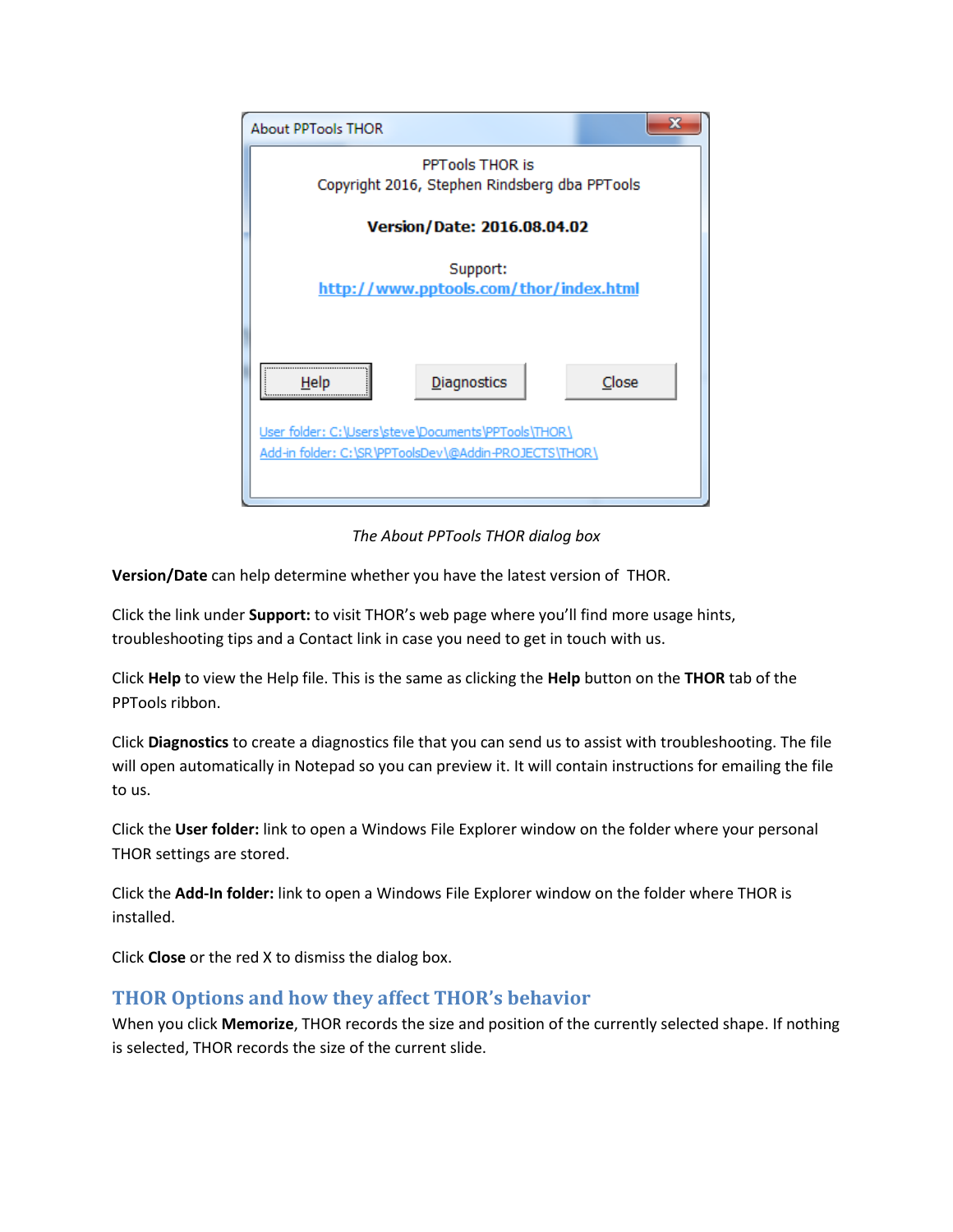*The About PPTools THOR dialog box*

**Version/Date** can help determine whether you have the latest version of THOR.

Click the link under **Support:** to visit THOR's web page where you'll find more usage hints, troubleshooting tips and a Contact link in case you need to get in touch with us.

Click **Help** to view the Help file. This is the same as clicking the **Help** button on the **THOR** tab of the PPTools ribbon.

Click **Diagnostics** to create a diagnostics file that you can send us to assist with troubleshooting. The file will open automatically in Notepad so you can preview it. It will contain instructions for emailing the file to us.

Click the **User folder:** link to open a Windows File Explorer window on the folder where your personal THOR settings are stored.

Click the **Add-In folder:** link to open a Windows File Explorer window on the folder where THOR is installed.

Click **Close** or the red X to dismiss the dialog box.

## THOR Options and how they affect THOR's behavior

When you click **Memorize**, THOR records the size and position of the currently selected shape. If nothing is selected, THOR records the size of the current slide.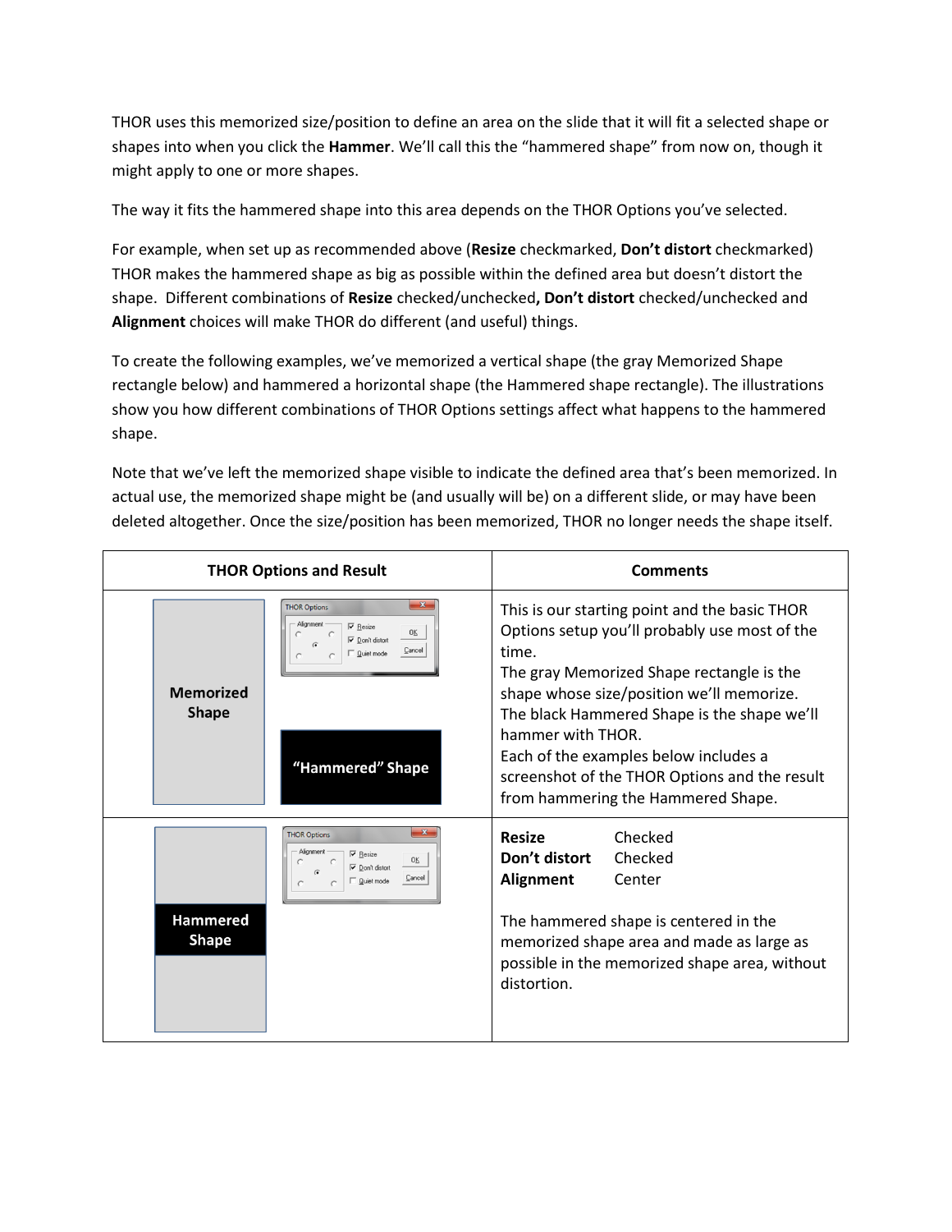THOR uses this memorized size/position to define an area on the slide that it will fit a selected shape or shapes into when you click the **Hammer**. We'll call this the "hammered shape" from now on, though it might apply to one or more shapes.

The way it fits the hammered shape into this area depends on the THOR Options you've selected.

For example, when set up as recommended above (**Resize** checkmarked, **Don't distort** checkmarked) THOR makes the hammered shape as big as possible within the defined area but doesn't distort the shape. Different combinations of **Resize** checked/unchecked**, Don't distort** checked/unchecked and **Alignment** choices will make THOR do different (and useful) things.

To create the following examples, we've memorized a vertical shape (the gray Memorized Shape rectangle below) and hammered a horizontal shape (the Hammered shape rectangle). The illustrations show you how different combinations of THOR Options settings affect what happens to the hammered shape.

Note that we've left the memorized shape visible to indicate the defined area that's been memorized. In actual use, the memorized shape might be (and usually will be) on a different slide, or may have been deleted altogether. Once the size/position has been memorized, THOR no longer needs the shape itself.

| THOR Options and Result | Comments |
|---|---|
| Memorized Shape; THOR Options (Alignment; Resize; Don't distort; Quiet mode; OK; Cancel); "Hammered" Shape | This is our starting point and the basic THOR Options setup you'll probably use most of the time.<br>The gray Memorized Shape rectangle is the shape whose size/position we'll memorize.<br>The black Hammered Shape is the shape we'll hammer with THOR.<br>Each of the examples below includes a screenshot of the THOR Options and the result from hammering the Hammered Shape. |
| Hammered Shape; THOR Options (Alignment; Resize; Don't distort; Quiet mode; OK; Cancel) | **Resize** Checked<br>**Don't distort** Checked<br>**Alignment** Center<br><br>The hammered shape is centered in the memorized shape area and made as large as possible in the memorized shape area, without distortion. |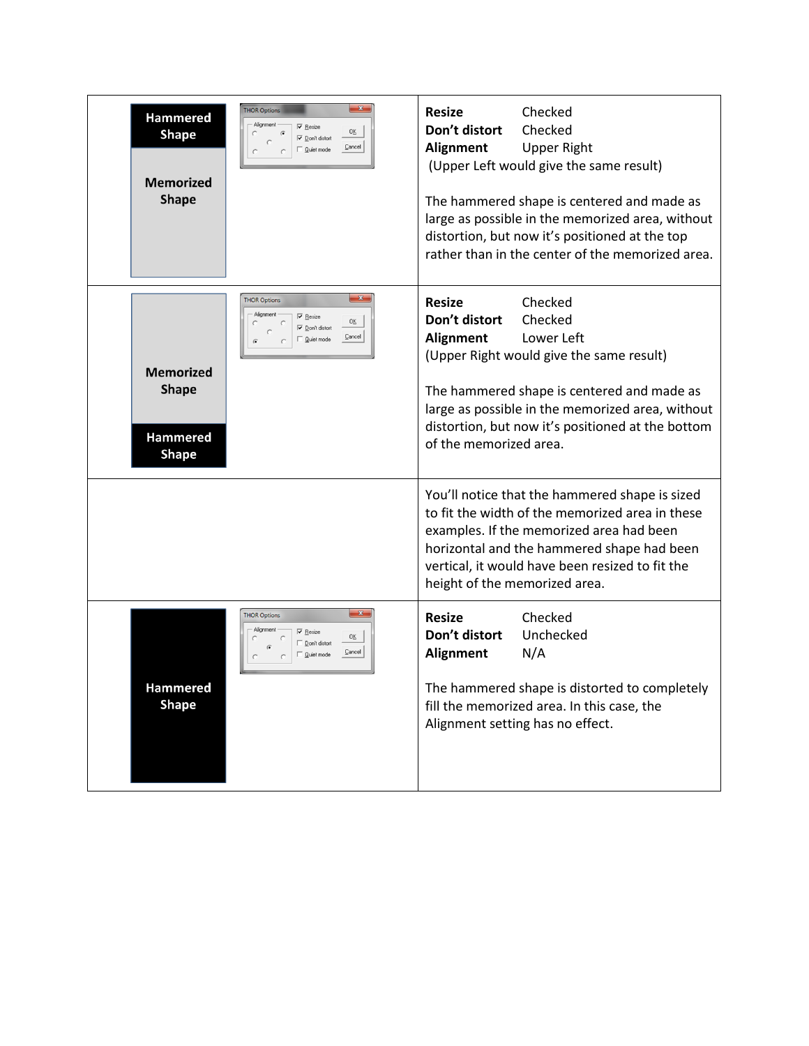| | |
|---|---|
| Hammered Shape<br>Memorized Shape | **Resize** Checked<br>**Don't distort** Checked<br>**Alignment** Upper Right<br>(Upper Left would give the same result)<br><br>The hammered shape is centered and made as large as possible in the memorized area, without distortion, but now it's positioned at the top rather than in the center of the memorized area. |
| Memorized Shape<br>Hammered Shape | **Resize** Checked<br>**Don't distort** Checked<br>**Alignment** Lower Left<br>(Upper Right would give the same result)<br><br>The hammered shape is centered and made as large as possible in the memorized area, without distortion, but now it's positioned at the bottom of the memorized area. |
| | You'll notice that the hammered shape is sized to fit the width of the memorized area in these examples. If the memorized area had been horizontal and the hammered shape had been vertical, it would have been resized to fit the height of the memorized area. |
| Hammered Shape | **Resize** Checked<br>**Don't distort** Unchecked<br>**Alignment** N/A<br><br>The hammered shape is distorted to completely fill the memorized area. In this case, the Alignment setting has no effect. |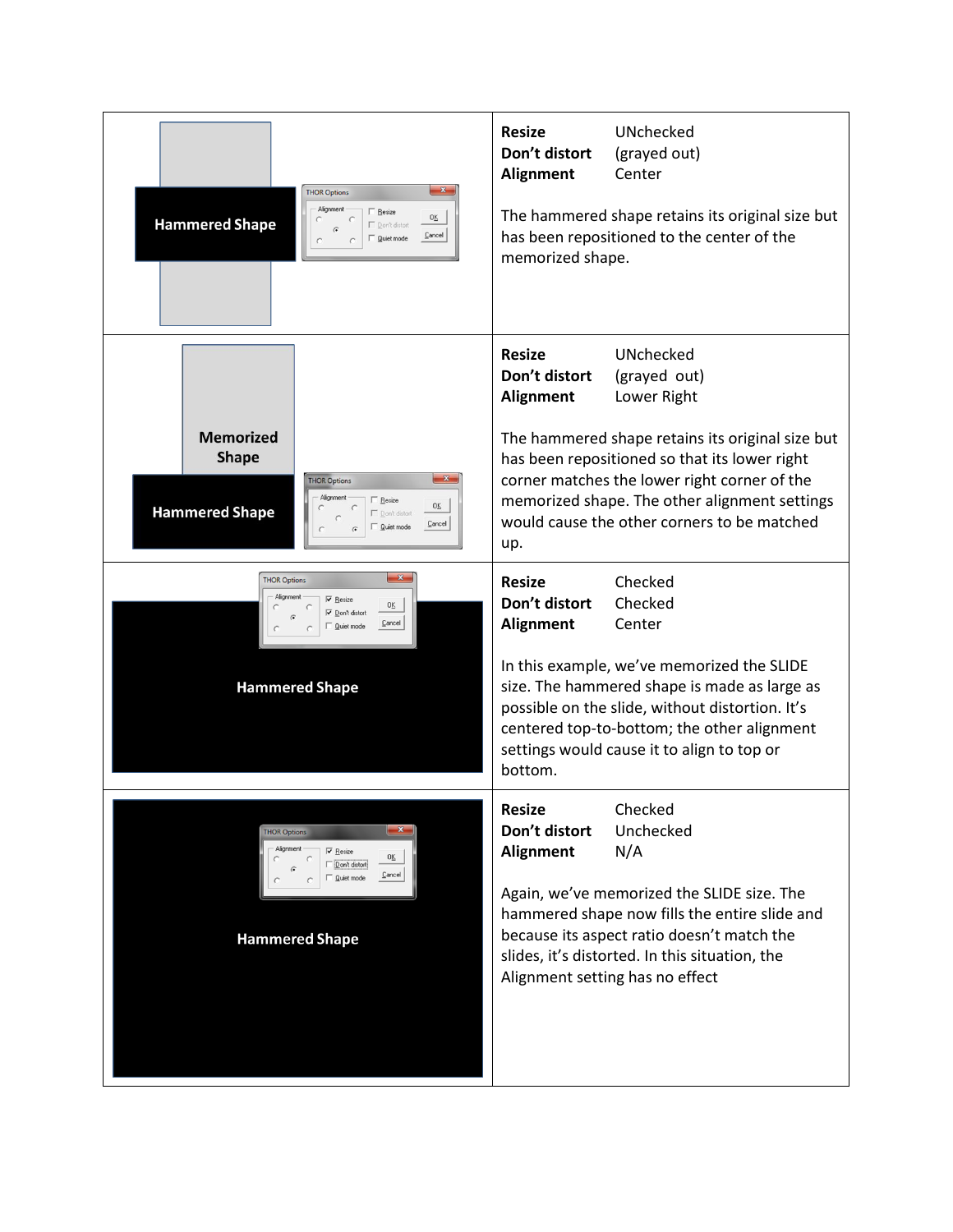| | |
|---|---|
| Hammered Shape<br>THOR Options<br>Alignment<br>Resize<br>Don't distort<br>Quiet mode<br>OK<br>Cancel | **Resize** UNchecked<br>**Don't distort** (grayed out)<br>**Alignment** Center<br><br>The hammered shape retains its original size but has been repositioned to the center of the memorized shape. |
| Memorized Shape<br>Hammered Shape<br>THOR Options<br>Alignment<br>Resize<br>Don't distort<br>Quiet mode<br>OK<br>Cancel | **Resize** UNchecked<br>**Don't distort** (grayed out)<br>**Alignment** Lower Right<br><br>The hammered shape retains its original size but has been repositioned so that its lower right corner matches the lower right corner of the memorized shape. The other alignment settings would cause the other corners to be matched up. |
| THOR Options<br>Alignment<br>Resize<br>Don't distort<br>Quiet mode<br>OK<br>Cancel<br>Hammered Shape | **Resize** Checked<br>**Don't distort** Checked<br>**Alignment** Center<br><br>In this example, we've memorized the SLIDE size. The hammered shape is made as large as possible on the slide, without distortion. It's centered top-to-bottom; the other alignment settings would cause it to align to top or bottom. |
| THOR Options<br>Alignment<br>Resize<br>Don't distort<br>Quiet mode<br>OK<br>Cancel<br>Hammered Shape | **Resize** Checked<br>**Don't distort** Unchecked<br>**Alignment** N/A<br><br>Again, we've memorized the SLIDE size. The hammered shape now fills the entire slide and because its aspect ratio doesn't match the slides, it's distorted. In this situation, the Alignment setting has no effect |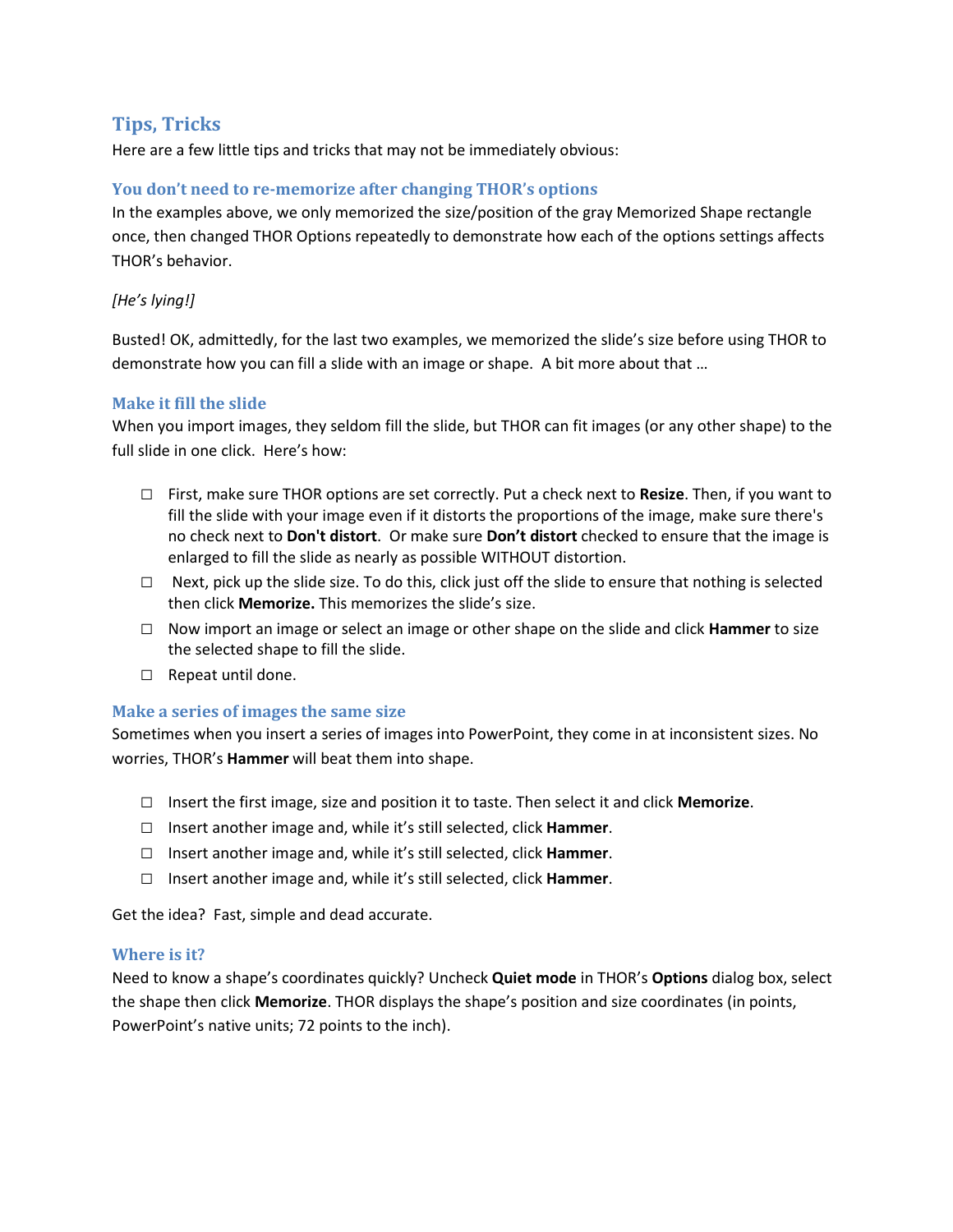## Tips, Tricks

Here are a few little tips and tricks that may not be immediately obvious:

### You don't need to re-memorize after changing THOR's options

In the examples above, we only memorized the size/position of the gray Memorized Shape rectangle once, then changed THOR Options repeatedly to demonstrate how each of the options settings affects THOR's behavior.

*[He's lying!]*

Busted! OK, admittedly, for the last two examples, we memorized the slide's size before using THOR to demonstrate how you can fill a slide with an image or shape. A bit more about that …

### Make it fill the slide

When you import images, they seldom fill the slide, but THOR can fit images (or any other shape) to the full slide in one click. Here's how:

- ☐ First, make sure THOR options are set correctly. Put a check next to **Resize**. Then, if you want to fill the slide with your image even if it distorts the proportions of the image, make sure there's no check next to **Don't distort**. Or make sure **Don't distort** checked to ensure that the image is enlarged to fill the slide as nearly as possible WITHOUT distortion.
- ☐ Next, pick up the slide size. To do this, click just off the slide to ensure that nothing is selected then click **Memorize.** This memorizes the slide's size.
- ☐ Now import an image or select an image or other shape on the slide and click **Hammer** to size the selected shape to fill the slide.
- ☐ Repeat until done.

### Make a series of images the same size

Sometimes when you insert a series of images into PowerPoint, they come in at inconsistent sizes. No worries, THOR's **Hammer** will beat them into shape.

- ☐ Insert the first image, size and position it to taste. Then select it and click **Memorize**.
- ☐ Insert another image and, while it's still selected, click **Hammer**.
- ☐ Insert another image and, while it's still selected, click **Hammer**.
- ☐ Insert another image and, while it's still selected, click **Hammer**.

Get the idea? Fast, simple and dead accurate.

### Where is it?

Need to know a shape's coordinates quickly? Uncheck **Quiet mode** in THOR's **Options** dialog box, select the shape then click **Memorize**. THOR displays the shape's position and size coordinates (in points, PowerPoint's native units; 72 points to the inch).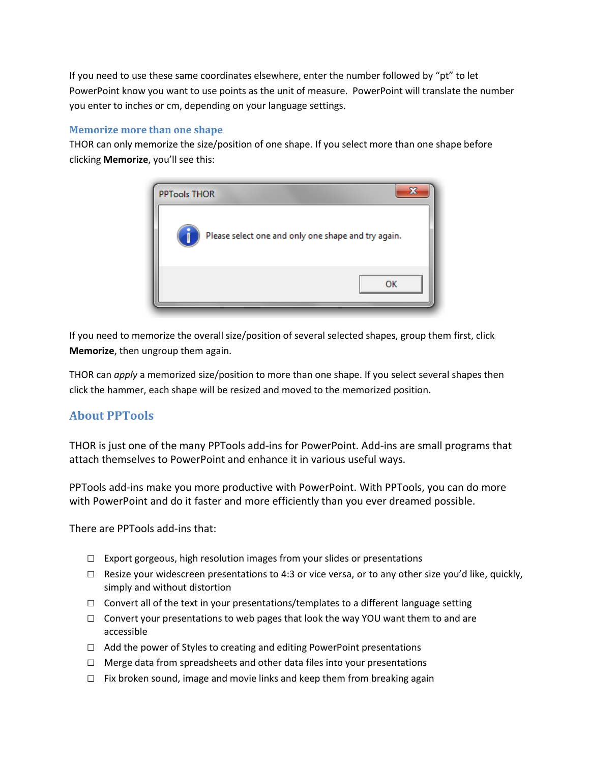If you need to use these same coordinates elsewhere, enter the number followed by "pt" to let PowerPoint know you want to use points as the unit of measure. PowerPoint will translate the number you enter to inches or cm, depending on your language settings.

### Memorize more than one shape

THOR can only memorize the size/position of one shape. If you select more than one shape before clicking **Memorize**, you'll see this:

PPTools THOR

Please select one and only one shape and try again.

OK

If you need to memorize the overall size/position of several selected shapes, group them first, click **Memorize**, then ungroup them again.

THOR can *apply* a memorized size/position to more than one shape. If you select several shapes then click the hammer, each shape will be resized and moved to the memorized position.

## About PPTools

THOR is just one of the many PPTools add-ins for PowerPoint. Add-ins are small programs that attach themselves to PowerPoint and enhance it in various useful ways.

PPTools add-ins make you more productive with PowerPoint. With PPTools, you can do more with PowerPoint and do it faster and more efficiently than you ever dreamed possible.

There are PPTools add-ins that:

- Export gorgeous, high resolution images from your slides or presentations
- Resize your widescreen presentations to 4:3 or vice versa, or to any other size you'd like, quickly, simply and without distortion
- Convert all of the text in your presentations/templates to a different language setting
- Convert your presentations to web pages that look the way YOU want them to and are accessible
- Add the power of Styles to creating and editing PowerPoint presentations
- Merge data from spreadsheets and other data files into your presentations
- Fix broken sound, image and movie links and keep them from breaking again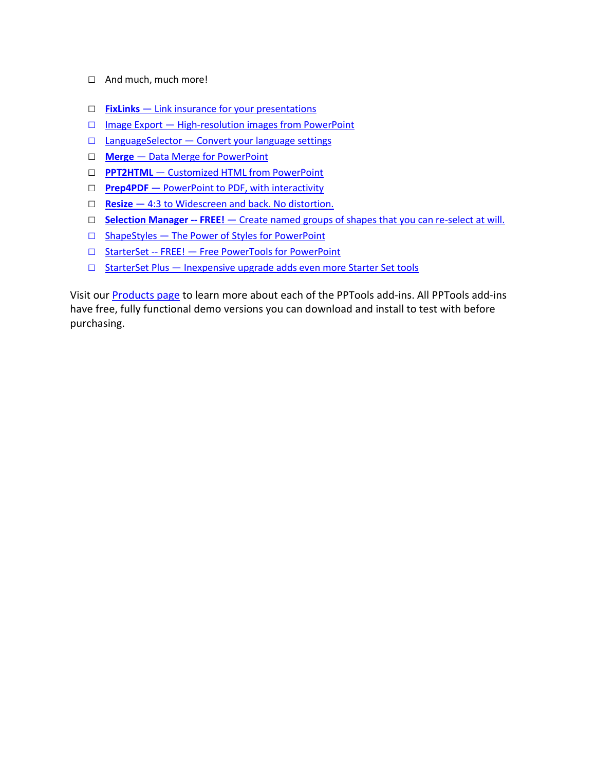- And much, much more!

- **FixLinks** — Link insurance for your presentations
- Image Export — High-resolution images from PowerPoint
- LanguageSelector — Convert your language settings
- **Merge** — Data Merge for PowerPoint
- **PPT2HTML** — Customized HTML from PowerPoint
- **Prep4PDF** — PowerPoint to PDF, with interactivity
- **Resize** — 4:3 to Widescreen and back. No distortion.
- **Selection Manager -- FREE!** — Create named groups of shapes that you can re-select at will.
- ShapeStyles — The Power of Styles for PowerPoint
- StarterSet -- FREE! — Free PowerTools for PowerPoint
- StarterSet Plus — Inexpensive upgrade adds even more Starter Set tools

Visit our Products page to learn more about each of the PPTools add-ins. All PPTools add-ins have free, fully functional demo versions you can download and install to test with before purchasing.